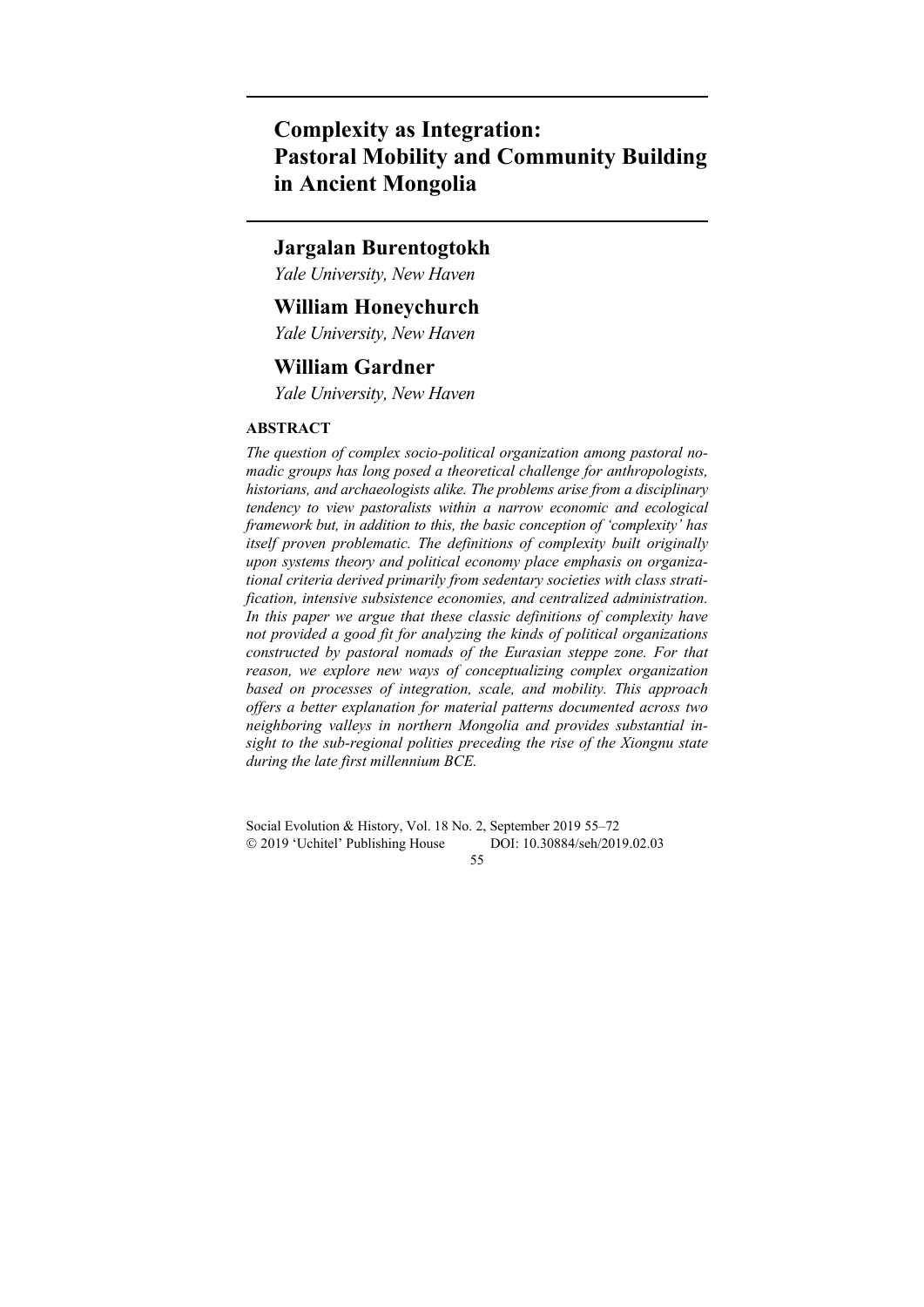# Complexity as Integration: Pastoral Mobility and Community Building in Ancient Mongolia

**Jargalan Burentogtokh**

*Yale University, New Haven*

**William Honeychurch**

*Yale University, New Haven*

**William Gardner**

*Yale University, New Haven*

## ABSTRACT

*The question of complex socio-political organization among pastoral nomadic groups has long posed a theoretical challenge for anthropologists, historians, and archaeologists alike. The problems arise from a disciplinary tendency to view pastoralists within a narrow economic and ecological framework but, in addition to this, the basic conception of 'complexity' has itself proven problematic. The definitions of complexity built originally upon systems theory and political economy place emphasis on organizational criteria derived primarily from sedentary societies with class stratification, intensive subsistence economies, and centralized administration. In this paper we argue that these classic definitions of complexity have not provided a good fit for analyzing the kinds of political organizations constructed by pastoral nomads of the Eurasian steppe zone. For that reason, we explore new ways of conceptualizing complex organization based on processes of integration, scale, and mobility. This approach offers a better explanation for material patterns documented across two neighboring valleys in northern Mongolia and provides substantial insight to the sub-regional polities preceding the rise of the Xiongnu state during the late first millennium BCE.*

Social Evolution & History, Vol. 18 No. 2, September 2019 55–72
© 2019 'Uchitel' Publishing House DOI: 10.30884/seh/2019.02.03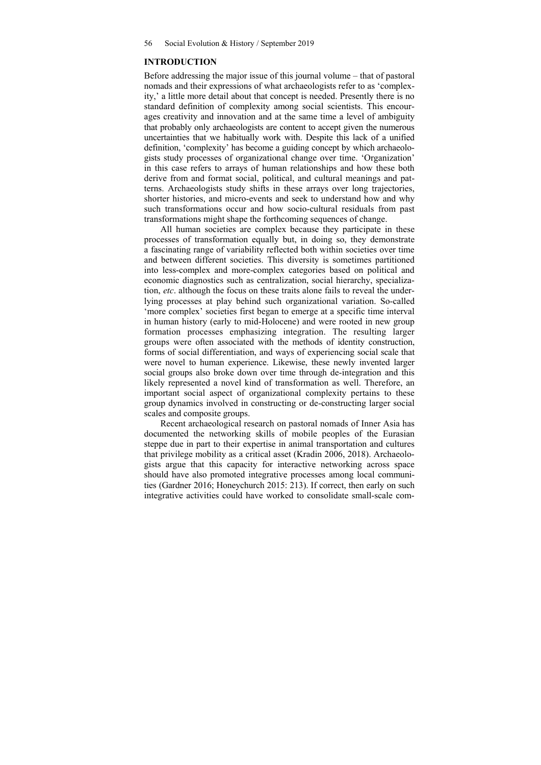## INTRODUCTION

Before addressing the major issue of this journal volume – that of pastoral nomads and their expressions of what archaeologists refer to as 'complexity,' a little more detail about that concept is needed. Presently there is no standard definition of complexity among social scientists. This encourages creativity and innovation and at the same time a level of ambiguity that probably only archaeologists are content to accept given the numerous uncertainties that we habitually work with. Despite this lack of a unified definition, 'complexity' has become a guiding concept by which archaeologists study processes of organizational change over time. 'Organization' in this case refers to arrays of human relationships and how these both derive from and format social, political, and cultural meanings and patterns. Archaeologists study shifts in these arrays over long trajectories, shorter histories, and micro-events and seek to understand how and why such transformations occur and how socio-cultural residuals from past transformations might shape the forthcoming sequences of change.

All human societies are complex because they participate in these processes of transformation equally but, in doing so, they demonstrate a fascinating range of variability reflected both within societies over time and between different societies. This diversity is sometimes partitioned into less-complex and more-complex categories based on political and economic diagnostics such as centralization, social hierarchy, specialization, *etc*. although the focus on these traits alone fails to reveal the underlying processes at play behind such organizational variation. So-called 'more complex' societies first began to emerge at a specific time interval in human history (early to mid-Holocene) and were rooted in new group formation processes emphasizing integration. The resulting larger groups were often associated with the methods of identity construction, forms of social differentiation, and ways of experiencing social scale that were novel to human experience. Likewise, these newly invented larger social groups also broke down over time through de-integration and this likely represented a novel kind of transformation as well. Therefore, an important social aspect of organizational complexity pertains to these group dynamics involved in constructing or de-constructing larger social scales and composite groups.

Recent archaeological research on pastoral nomads of Inner Asia has documented the networking skills of mobile peoples of the Eurasian steppe due in part to their expertise in animal transportation and cultures that privilege mobility as a critical asset (Kradin 2006, 2018). Archaeologists argue that this capacity for interactive networking across space should have also promoted integrative processes among local communities (Gardner 2016; Honeychurch 2015: 213). If correct, then early on such integrative activities could have worked to consolidate small-scale com-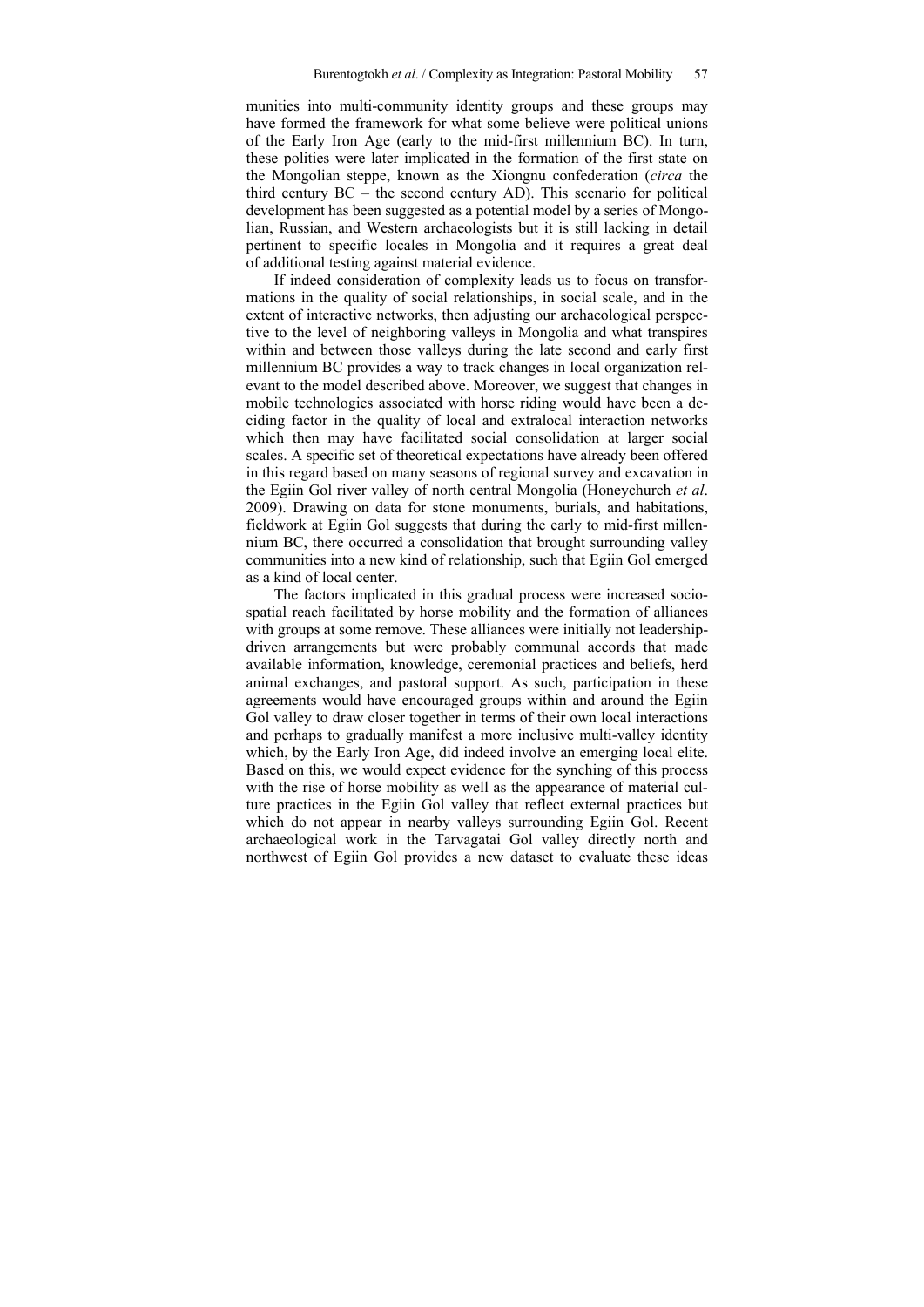munities into multi-community identity groups and these groups may have formed the framework for what some believe were political unions of the Early Iron Age (early to the mid-first millennium BC). In turn, these polities were later implicated in the formation of the first state on the Mongolian steppe, known as the Xiongnu confederation (*circa* the third century BC – the second century AD). This scenario for political development has been suggested as a potential model by a series of Mongolian, Russian, and Western archaeologists but it is still lacking in detail pertinent to specific locales in Mongolia and it requires a great deal of additional testing against material evidence.

If indeed consideration of complexity leads us to focus on transformations in the quality of social relationships, in social scale, and in the extent of interactive networks, then adjusting our archaeological perspective to the level of neighboring valleys in Mongolia and what transpires within and between those valleys during the late second and early first millennium BC provides a way to track changes in local organization relevant to the model described above. Moreover, we suggest that changes in mobile technologies associated with horse riding would have been a deciding factor in the quality of local and extralocal interaction networks which then may have facilitated social consolidation at larger social scales. A specific set of theoretical expectations have already been offered in this regard based on many seasons of regional survey and excavation in the Egiin Gol river valley of north central Mongolia (Honeychurch *et al*. 2009). Drawing on data for stone monuments, burials, and habitations, fieldwork at Egiin Gol suggests that during the early to mid-first millennium BC, there occurred a consolidation that brought surrounding valley communities into a new kind of relationship, such that Egiin Gol emerged as a kind of local center.

The factors implicated in this gradual process were increased socio-spatial reach facilitated by horse mobility and the formation of alliances with groups at some remove. These alliances were initially not leadership-driven arrangements but were probably communal accords that made available information, knowledge, ceremonial practices and beliefs, herd animal exchanges, and pastoral support. As such, participation in these agreements would have encouraged groups within and around the Egiin Gol valley to draw closer together in terms of their own local interactions and perhaps to gradually manifest a more inclusive multi-valley identity which, by the Early Iron Age, did indeed involve an emerging local elite. Based on this, we would expect evidence for the synching of this process with the rise of horse mobility as well as the appearance of material culture practices in the Egiin Gol valley that reflect external practices but which do not appear in nearby valleys surrounding Egiin Gol. Recent archaeological work in the Tarvagatai Gol valley directly north and northwest of Egiin Gol provides a new dataset to evaluate these ideas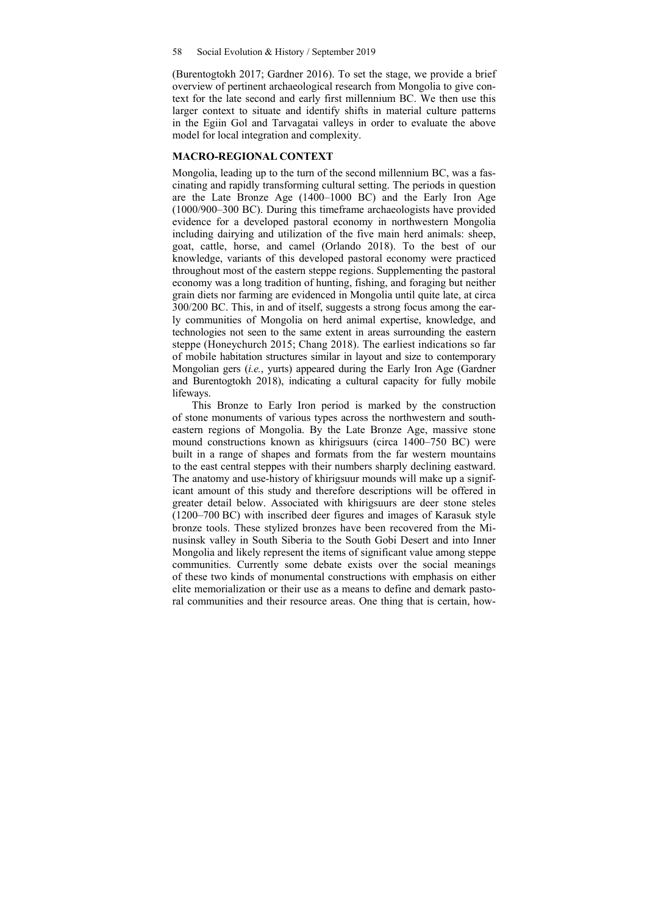(Burentogtokh 2017; Gardner 2016). To set the stage, we provide a brief overview of pertinent archaeological research from Mongolia to give context for the late second and early first millennium BC. We then use this larger context to situate and identify shifts in material culture patterns in the Egiin Gol and Tarvagatai valleys in order to evaluate the above model for local integration and complexity.

## MACRO-REGIONAL CONTEXT

Mongolia, leading up to the turn of the second millennium BC, was a fascinating and rapidly transforming cultural setting. The periods in question are the Late Bronze Age (1400–1000 BC) and the Early Iron Age (1000/900–300 BC). During this timeframe archaeologists have provided evidence for a developed pastoral economy in northwestern Mongolia including dairying and utilization of the five main herd animals: sheep, goat, cattle, horse, and camel (Orlando 2018). To the best of our knowledge, variants of this developed pastoral economy were practiced throughout most of the eastern steppe regions. Supplementing the pastoral economy was a long tradition of hunting, fishing, and foraging but neither grain diets nor farming are evidenced in Mongolia until quite late, at circa 300/200 BC. This, in and of itself, suggests a strong focus among the early communities of Mongolia on herd animal expertise, knowledge, and technologies not seen to the same extent in areas surrounding the eastern steppe (Honeychurch 2015; Chang 2018). The earliest indications so far of mobile habitation structures similar in layout and size to contemporary Mongolian gers (*i.e.*, yurts) appeared during the Early Iron Age (Gardner and Burentogtokh 2018), indicating a cultural capacity for fully mobile lifeways.

This Bronze to Early Iron period is marked by the construction of stone monuments of various types across the northwestern and southeastern regions of Mongolia. By the Late Bronze Age, massive stone mound constructions known as khirigsuurs (circa 1400–750 BC) were built in a range of shapes and formats from the far western mountains to the east central steppes with their numbers sharply declining eastward. The anatomy and use-history of khirigsuur mounds will make up a significant amount of this study and therefore descriptions will be offered in greater detail below. Associated with khirigsuurs are deer stone steles (1200–700 BC) with inscribed deer figures and images of Karasuk style bronze tools. These stylized bronzes have been recovered from the Minusinsk valley in South Siberia to the South Gobi Desert and into Inner Mongolia and likely represent the items of significant value among steppe communities. Currently some debate exists over the social meanings of these two kinds of monumental constructions with emphasis on either elite memorialization or their use as a means to define and demark pastoral communities and their resource areas. One thing that is certain, how-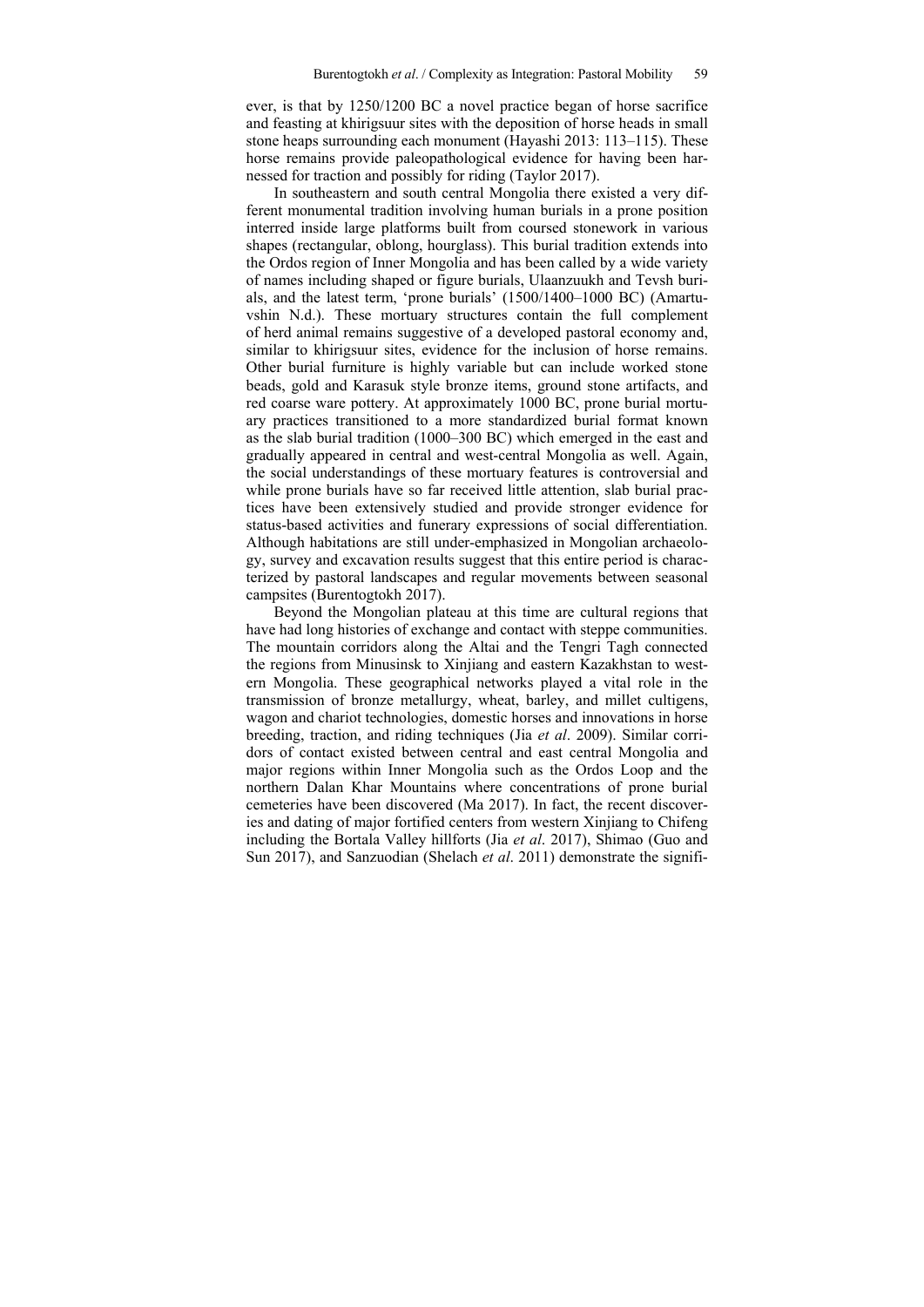ever, is that by 1250/1200 BC a novel practice began of horse sacrifice and feasting at khirigsuur sites with the deposition of horse heads in small stone heaps surrounding each monument (Hayashi 2013: 113–115). These horse remains provide paleopathological evidence for having been harnessed for traction and possibly for riding (Taylor 2017).

In southeastern and south central Mongolia there existed a very different monumental tradition involving human burials in a prone position interred inside large platforms built from coursed stonework in various shapes (rectangular, oblong, hourglass). This burial tradition extends into the Ordos region of Inner Mongolia and has been called by a wide variety of names including shaped or figure burials, Ulaanzuukh and Tevsh burials, and the latest term, 'prone burials' (1500/1400–1000 BC) (Amartuvshin N.d.). These mortuary structures contain the full complement of herd animal remains suggestive of a developed pastoral economy and, similar to khirigsuur sites, evidence for the inclusion of horse remains. Other burial furniture is highly variable but can include worked stone beads, gold and Karasuk style bronze items, ground stone artifacts, and red coarse ware pottery. At approximately 1000 BC, prone burial mortuary practices transitioned to a more standardized burial format known as the slab burial tradition (1000–300 BC) which emerged in the east and gradually appeared in central and west-central Mongolia as well. Again, the social understandings of these mortuary features is controversial and while prone burials have so far received little attention, slab burial practices have been extensively studied and provide stronger evidence for status-based activities and funerary expressions of social differentiation. Although habitations are still under-emphasized in Mongolian archaeology, survey and excavation results suggest that this entire period is characterized by pastoral landscapes and regular movements between seasonal campsites (Burentogtokh 2017).

Beyond the Mongolian plateau at this time are cultural regions that have had long histories of exchange and contact with steppe communities. The mountain corridors along the Altai and the Tengri Tagh connected the regions from Minusinsk to Xinjiang and eastern Kazakhstan to western Mongolia. These geographical networks played a vital role in the transmission of bronze metallurgy, wheat, barley, and millet cultigens, wagon and chariot technologies, domestic horses and innovations in horse breeding, traction, and riding techniques (Jia *et al*. 2009). Similar corridors of contact existed between central and east central Mongolia and major regions within Inner Mongolia such as the Ordos Loop and the northern Dalan Khar Mountains where concentrations of prone burial cemeteries have been discovered (Ma 2017). In fact, the recent discoveries and dating of major fortified centers from western Xinjiang to Chifeng including the Bortala Valley hillforts (Jia *et al*. 2017), Shimao (Guo and Sun 2017), and Sanzuodian (Shelach *et al*. 2011) demonstrate the signifi-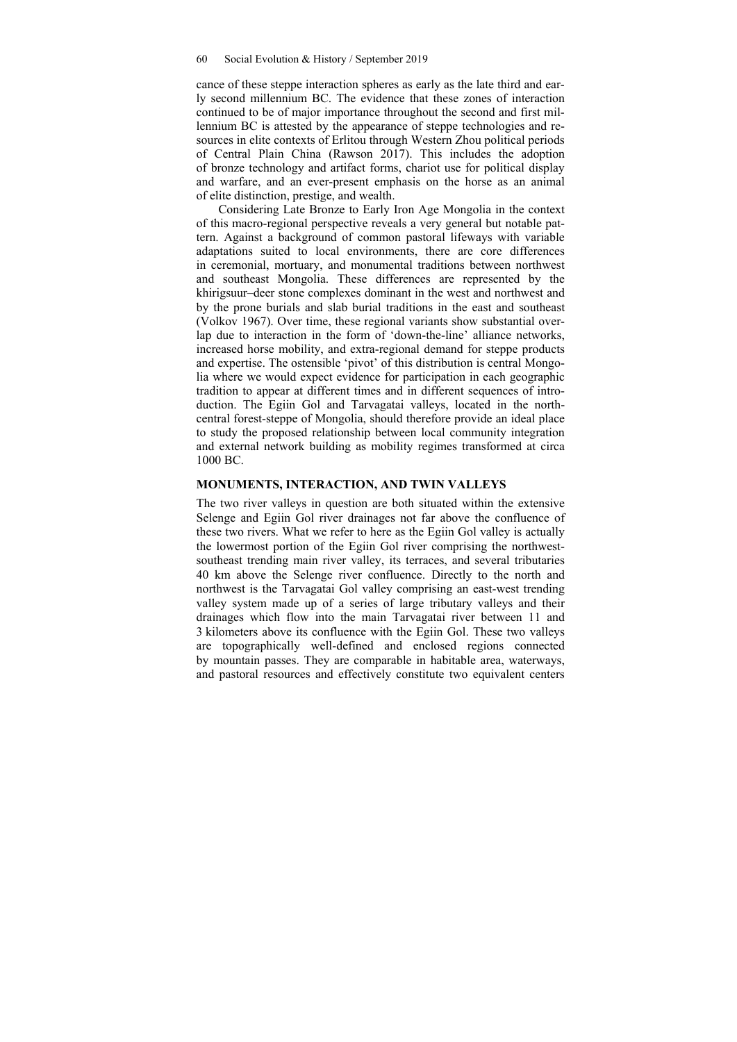cance of these steppe interaction spheres as early as the late third and early second millennium BC. The evidence that these zones of interaction continued to be of major importance throughout the second and first millennium BC is attested by the appearance of steppe technologies and resources in elite contexts of Erlitou through Western Zhou political periods of Central Plain China (Rawson 2017). This includes the adoption of bronze technology and artifact forms, chariot use for political display and warfare, and an ever-present emphasis on the horse as an animal of elite distinction, prestige, and wealth.

Considering Late Bronze to Early Iron Age Mongolia in the context of this macro-regional perspective reveals a very general but notable pattern. Against a background of common pastoral lifeways with variable adaptations suited to local environments, there are core differences in ceremonial, mortuary, and monumental traditions between northwest and southeast Mongolia. These differences are represented by the khirigsuur–deer stone complexes dominant in the west and northwest and by the prone burials and slab burial traditions in the east and southeast (Volkov 1967). Over time, these regional variants show substantial overlap due to interaction in the form of 'down-the-line' alliance networks, increased horse mobility, and extra-regional demand for steppe products and expertise. The ostensible 'pivot' of this distribution is central Mongolia where we would expect evidence for participation in each geographic tradition to appear at different times and in different sequences of introduction. The Egiin Gol and Tarvagatai valleys, located in the north-central forest-steppe of Mongolia, should therefore provide an ideal place to study the proposed relationship between local community integration and external network building as mobility regimes transformed at circa 1000 BC.

## MONUMENTS, INTERACTION, AND TWIN VALLEYS

The two river valleys in question are both situated within the extensive Selenge and Egiin Gol river drainages not far above the confluence of these two rivers. What we refer to here as the Egiin Gol valley is actually the lowermost portion of the Egiin Gol river comprising the northwest-southeast trending main river valley, its terraces, and several tributaries 40 km above the Selenge river confluence. Directly to the north and northwest is the Tarvagatai Gol valley comprising an east-west trending valley system made up of a series of large tributary valleys and their drainages which flow into the main Tarvagatai river between 11 and 3 kilometers above its confluence with the Egiin Gol. These two valleys are topographically well-defined and enclosed regions connected by mountain passes. They are comparable in habitable area, waterways, and pastoral resources and effectively constitute two equivalent centers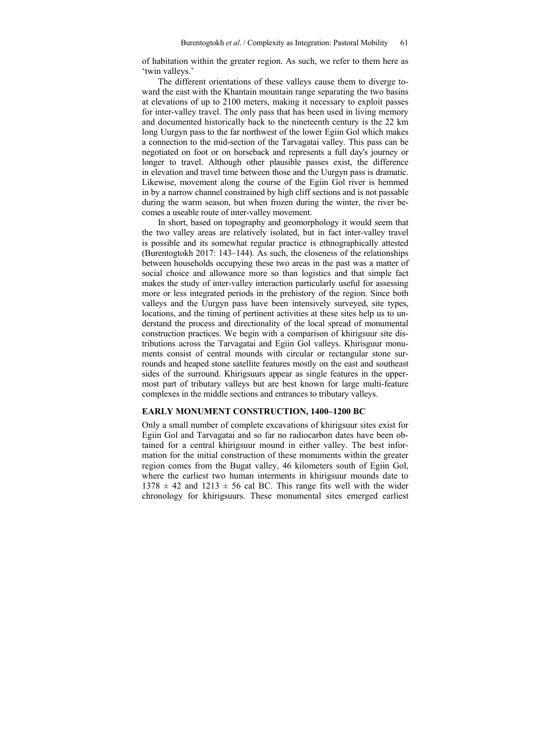of habitation within the greater region. As such, we refer to them here as 'twin valleys.'

The different orientations of these valleys cause them to diverge toward the east with the Khantain mountain range separating the two basins at elevations of up to 2100 meters, making it necessary to exploit passes for inter-valley travel. The only pass that has been used in living memory and documented historically back to the nineteenth century is the 22 km long Uurgyn pass to the far northwest of the lower Egiin Gol which makes a connection to the mid-section of the Tarvagatai valley. This pass can be negotiated on foot or on horseback and represents a full day's journey or longer to travel. Although other plausible passes exist, the difference in elevation and travel time between those and the Uurgyn pass is dramatic. Likewise, movement along the course of the Egiin Gol river is hemmed in by a narrow channel constrained by high cliff sections and is not passable during the warm season, but when frozen during the winter, the river becomes a useable route of inter-valley movement.

In short, based on topography and geomorphology it would seem that the two valley areas are relatively isolated, but in fact inter-valley travel is possible and its somewhat regular practice is ethnographically attested (Burentogtokh 2017: 143–144). As such, the closeness of the relationships between households occupying these two areas in the past was a matter of social choice and allowance more so than logistics and that simple fact makes the study of inter-valley interaction particularly useful for assessing more or less integrated periods in the prehistory of the region. Since both valleys and the Uurgyn pass have been intensively surveyed, site types, locations, and the timing of pertinent activities at these sites help us to understand the process and directionality of the local spread of monumental construction practices. We begin with a comparison of khirigsuur site distributions across the Tarvagatai and Egiin Gol valleys. Khirisguur monuments consist of central mounds with circular or rectangular stone surrounds and heaped stone satellite features mostly on the east and southeast sides of the surround. Khirigsuurs appear as single features in the uppermost part of tributary valleys but are best known for large multi-feature complexes in the middle sections and entrances to tributary valleys.

## EARLY MONUMENT CONSTRUCTION, 1400–1200 BC

Only a small number of complete excavations of khirigsuur sites exist for Egiin Gol and Tarvagatai and so far no radiocarbon dates have been obtained for a central khirigsuur mound in either valley. The best information for the initial construction of these monuments within the greater region comes from the Bugat valley, 46 kilometers south of Egiin Gol, where the earliest two human interments in khirigsuur mounds date to $1378 \pm 42$ and $1213 \pm 56$ cal BC. This range fits well with the wider chronology for khirigsuurs. These monumental sites emerged earliest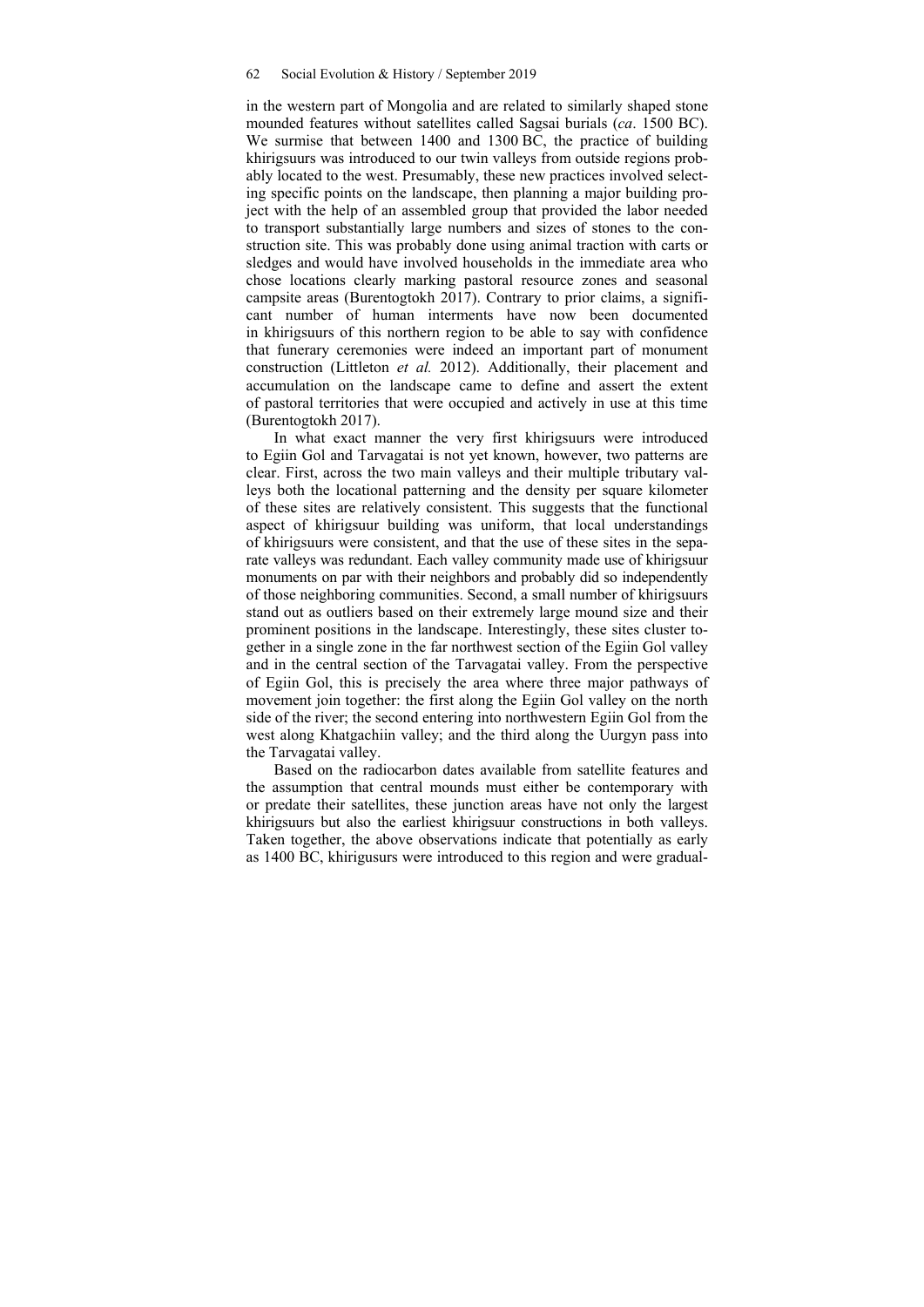in the western part of Mongolia and are related to similarly shaped stone mounded features without satellites called Sagsai burials (*ca*. 1500 BC). We surmise that between 1400 and 1300 BC, the practice of building khirigsuurs was introduced to our twin valleys from outside regions probably located to the west. Presumably, these new practices involved selecting specific points on the landscape, then planning a major building project with the help of an assembled group that provided the labor needed to transport substantially large numbers and sizes of stones to the construction site. This was probably done using animal traction with carts or sledges and would have involved households in the immediate area who chose locations clearly marking pastoral resource zones and seasonal campsite areas (Burentogtokh 2017). Contrary to prior claims, a significant number of human interments have now been documented in khirigsuurs of this northern region to be able to say with confidence that funerary ceremonies were indeed an important part of monument construction (Littleton *et al.* 2012). Additionally, their placement and accumulation on the landscape came to define and assert the extent of pastoral territories that were occupied and actively in use at this time (Burentogtokh 2017).

In what exact manner the very first khirigsuurs were introduced to Egiin Gol and Tarvagatai is not yet known, however, two patterns are clear. First, across the two main valleys and their multiple tributary valleys both the locational patterning and the density per square kilometer of these sites are relatively consistent. This suggests that the functional aspect of khirigsuur building was uniform, that local understandings of khirigsuurs were consistent, and that the use of these sites in the separate valleys was redundant. Each valley community made use of khirigsuur monuments on par with their neighbors and probably did so independently of those neighboring communities. Second, a small number of khirigsuurs stand out as outliers based on their extremely large mound size and their prominent positions in the landscape. Interestingly, these sites cluster together in a single zone in the far northwest section of the Egiin Gol valley and in the central section of the Tarvagatai valley. From the perspective of Egiin Gol, this is precisely the area where three major pathways of movement join together: the first along the Egiin Gol valley on the north side of the river; the second entering into northwestern Egiin Gol from the west along Khatgachiin valley; and the third along the Uurgyn pass into the Tarvagatai valley.

Based on the radiocarbon dates available from satellite features and the assumption that central mounds must either be contemporary with or predate their satellites, these junction areas have not only the largest khirigsuurs but also the earliest khirigsuur constructions in both valleys. Taken together, the above observations indicate that potentially as early as 1400 BC, khirigusurs were introduced to this region and were gradual-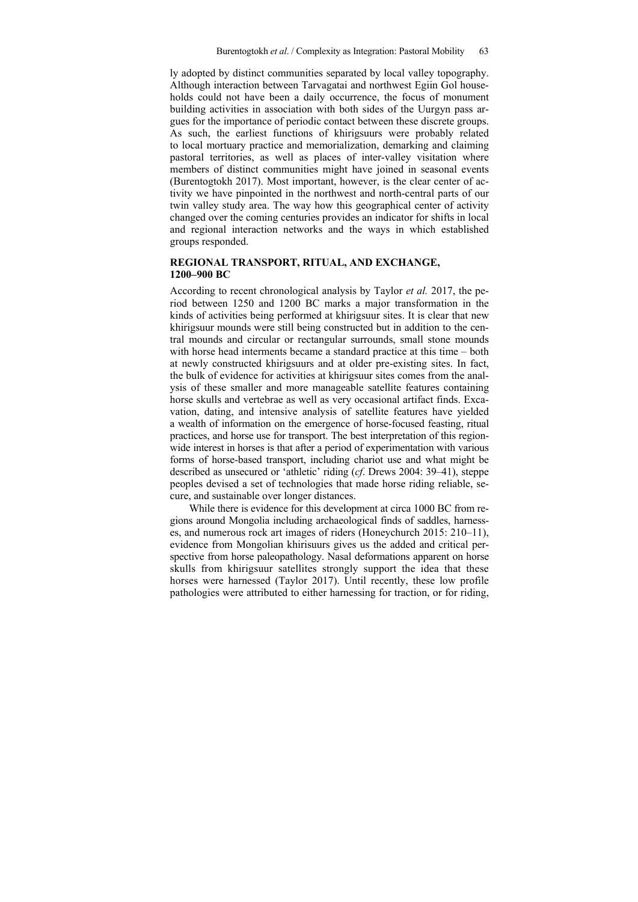ly adopted by distinct communities separated by local valley topography. Although interaction between Tarvagatai and northwest Egiin Gol households could not have been a daily occurrence, the focus of monument building activities in association with both sides of the Uurgyn pass argues for the importance of periodic contact between these discrete groups. As such, the earliest functions of khirigsuurs were probably related to local mortuary practice and memorialization, demarking and claiming pastoral territories, as well as places of inter-valley visitation where members of distinct communities might have joined in seasonal events (Burentogtokh 2017). Most important, however, is the clear center of activity we have pinpointed in the northwest and north-central parts of our twin valley study area. The way how this geographical center of activity changed over the coming centuries provides an indicator for shifts in local and regional interaction networks and the ways in which established groups responded.

## REGIONAL TRANSPORT, RITUAL, AND EXCHANGE, 1200–900 BC

According to recent chronological analysis by Taylor *et al.* 2017, the period between 1250 and 1200 BC marks a major transformation in the kinds of activities being performed at khirigsuur sites. It is clear that new khirigsuur mounds were still being constructed but in addition to the central mounds and circular or rectangular surrounds, small stone mounds with horse head interments became a standard practice at this time – both at newly constructed khirigsuurs and at older pre-existing sites. In fact, the bulk of evidence for activities at khirigsuur sites comes from the analysis of these smaller and more manageable satellite features containing horse skulls and vertebrae as well as very occasional artifact finds. Excavation, dating, and intensive analysis of satellite features have yielded a wealth of information on the emergence of horse-focused feasting, ritual practices, and horse use for transport. The best interpretation of this region-wide interest in horses is that after a period of experimentation with various forms of horse-based transport, including chariot use and what might be described as unsecured or 'athletic' riding (*cf*. Drews 2004: 39–41), steppe peoples devised a set of technologies that made horse riding reliable, secure, and sustainable over longer distances.

While there is evidence for this development at circa 1000 BC from regions around Mongolia including archaeological finds of saddles, harnesses, and numerous rock art images of riders (Honeychurch 2015: 210–11), evidence from Mongolian khirisuurs gives us the added and critical perspective from horse paleopathology. Nasal deformations apparent on horse skulls from khirigsuur satellites strongly support the idea that these horses were harnessed (Taylor 2017). Until recently, these low profile pathologies were attributed to either harnessing for traction, or for riding,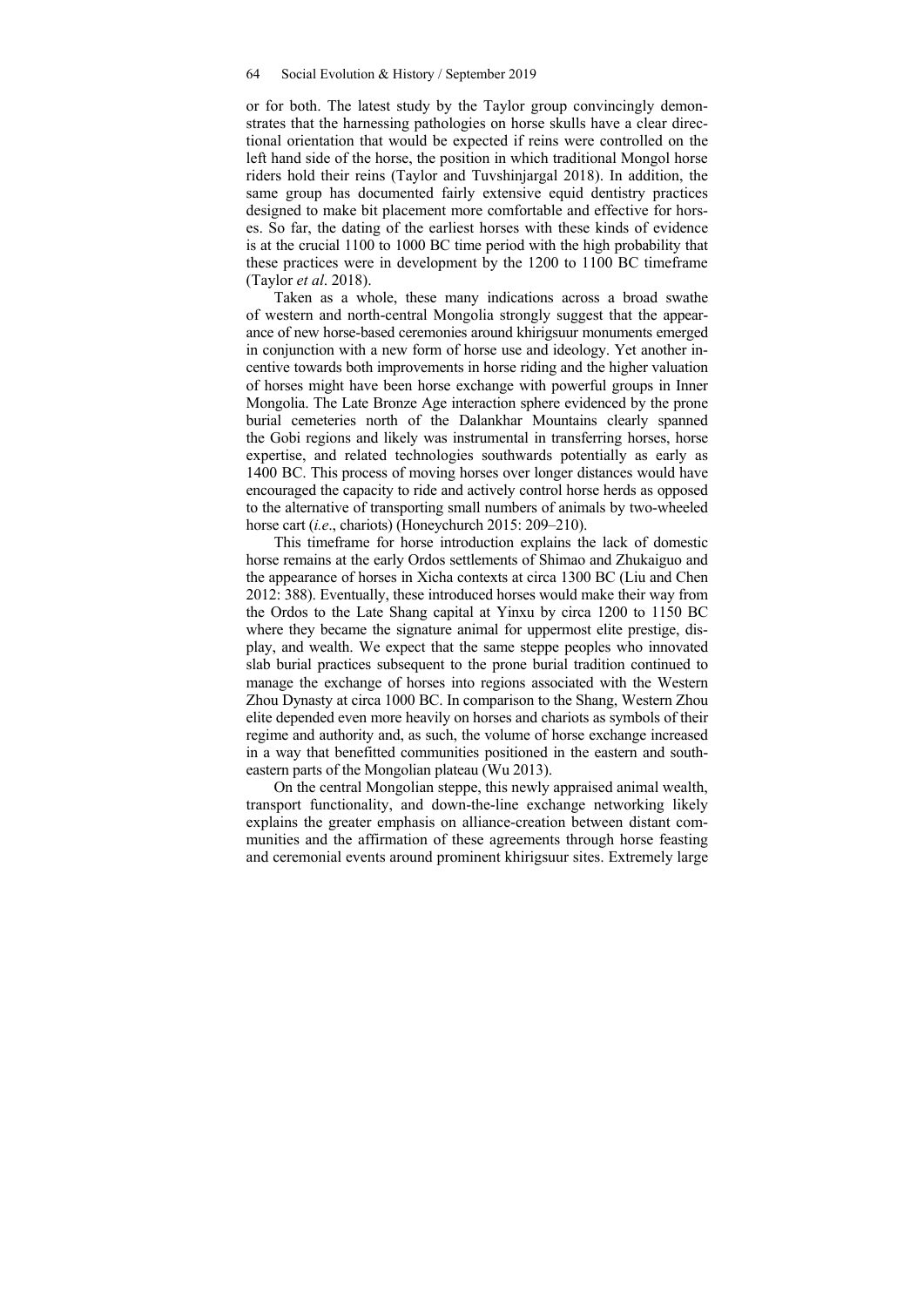or for both. The latest study by the Taylor group convincingly demonstrates that the harnessing pathologies on horse skulls have a clear directional orientation that would be expected if reins were controlled on the left hand side of the horse, the position in which traditional Mongol horse riders hold their reins (Taylor and Tuvshinjargal 2018). In addition, the same group has documented fairly extensive equid dentistry practices designed to make bit placement more comfortable and effective for horses. So far, the dating of the earliest horses with these kinds of evidence is at the crucial 1100 to 1000 BC time period with the high probability that these practices were in development by the 1200 to 1100 BC timeframe (Taylor *et al*. 2018).

Taken as a whole, these many indications across a broad swathe of western and north-central Mongolia strongly suggest that the appearance of new horse-based ceremonies around khirigsuur monuments emerged in conjunction with a new form of horse use and ideology. Yet another incentive towards both improvements in horse riding and the higher valuation of horses might have been horse exchange with powerful groups in Inner Mongolia. The Late Bronze Age interaction sphere evidenced by the prone burial cemeteries north of the Dalankhar Mountains clearly spanned the Gobi regions and likely was instrumental in transferring horses, horse expertise, and related technologies southwards potentially as early as 1400 BC. This process of moving horses over longer distances would have encouraged the capacity to ride and actively control horse herds as opposed to the alternative of transporting small numbers of animals by two-wheeled horse cart (*i.e*., chariots) (Honeychurch 2015: 209–210).

This timeframe for horse introduction explains the lack of domestic horse remains at the early Ordos settlements of Shimao and Zhukaiguo and the appearance of horses in Xicha contexts at circa 1300 BC (Liu and Chen 2012: 388). Eventually, these introduced horses would make their way from the Ordos to the Late Shang capital at Yinxu by circa 1200 to 1150 BC where they became the signature animal for uppermost elite prestige, display, and wealth. We expect that the same steppe peoples who innovated slab burial practices subsequent to the prone burial tradition continued to manage the exchange of horses into regions associated with the Western Zhou Dynasty at circa 1000 BC. In comparison to the Shang, Western Zhou elite depended even more heavily on horses and chariots as symbols of their regime and authority and, as such, the volume of horse exchange increased in a way that benefitted communities positioned in the eastern and south-eastern parts of the Mongolian plateau (Wu 2013).

On the central Mongolian steppe, this newly appraised animal wealth, transport functionality, and down-the-line exchange networking likely explains the greater emphasis on alliance-creation between distant communities and the affirmation of these agreements through horse feasting and ceremonial events around prominent khirigsuur sites. Extremely large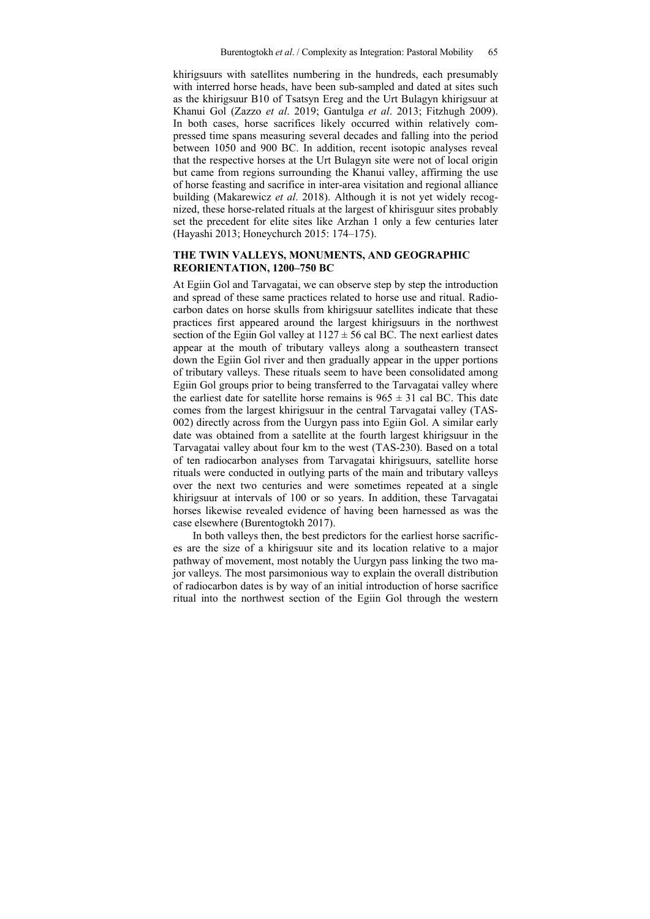khirigsuurs with satellites numbering in the hundreds, each presumably with interred horse heads, have been sub-sampled and dated at sites such as the khirigsuur B10 of Tsatsyn Ereg and the Urt Bulagyn khirigsuur at Khanui Gol (Zazzo *et al*. 2019; Gantulga *et al*. 2013; Fitzhugh 2009). In both cases, horse sacrifices likely occurred within relatively compressed time spans measuring several decades and falling into the period between 1050 and 900 BC. In addition, recent isotopic analyses reveal that the respective horses at the Urt Bulagyn site were not of local origin but came from regions surrounding the Khanui valley, affirming the use of horse feasting and sacrifice in inter-area visitation and regional alliance building (Makarewicz *et al*. 2018). Although it is not yet widely recognized, these horse-related rituals at the largest of khirisguur sites probably set the precedent for elite sites like Arzhan 1 only a few centuries later (Hayashi 2013; Honeychurch 2015: 174–175).

## THE TWIN VALLEYS, MONUMENTS, AND GEOGRAPHIC REORIENTATION, 1200–750 BC

At Egiin Gol and Tarvagatai, we can observe step by step the introduction and spread of these same practices related to horse use and ritual. Radiocarbon dates on horse skulls from khirigsuur satellites indicate that these practices first appeared around the largest khirigsuurs in the northwest section of the Egiin Gol valley at $1127 \pm 56$ cal BC. The next earliest dates appear at the mouth of tributary valleys along a southeastern transect down the Egiin Gol river and then gradually appear in the upper portions of tributary valleys. These rituals seem to have been consolidated among Egiin Gol groups prior to being transferred to the Tarvagatai valley where the earliest date for satellite horse remains is $965 \pm 31$ cal BC. This date comes from the largest khirigsuur in the central Tarvagatai valley (TAS-002) directly across from the Uurgyn pass into Egiin Gol. A similar early date was obtained from a satellite at the fourth largest khirigsuur in the Tarvagatai valley about four km to the west (TAS-230). Based on a total of ten radiocarbon analyses from Tarvagatai khirigsuurs, satellite horse rituals were conducted in outlying parts of the main and tributary valleys over the next two centuries and were sometimes repeated at a single khirigsuur at intervals of 100 or so years. In addition, these Tarvagatai horses likewise revealed evidence of having been harnessed as was the case elsewhere (Burentogtokh 2017).

In both valleys then, the best predictors for the earliest horse sacrifices are the size of a khirigsuur site and its location relative to a major pathway of movement, most notably the Uurgyn pass linking the two major valleys. The most parsimonious way to explain the overall distribution of radiocarbon dates is by way of an initial introduction of horse sacrifice ritual into the northwest section of the Egiin Gol through the western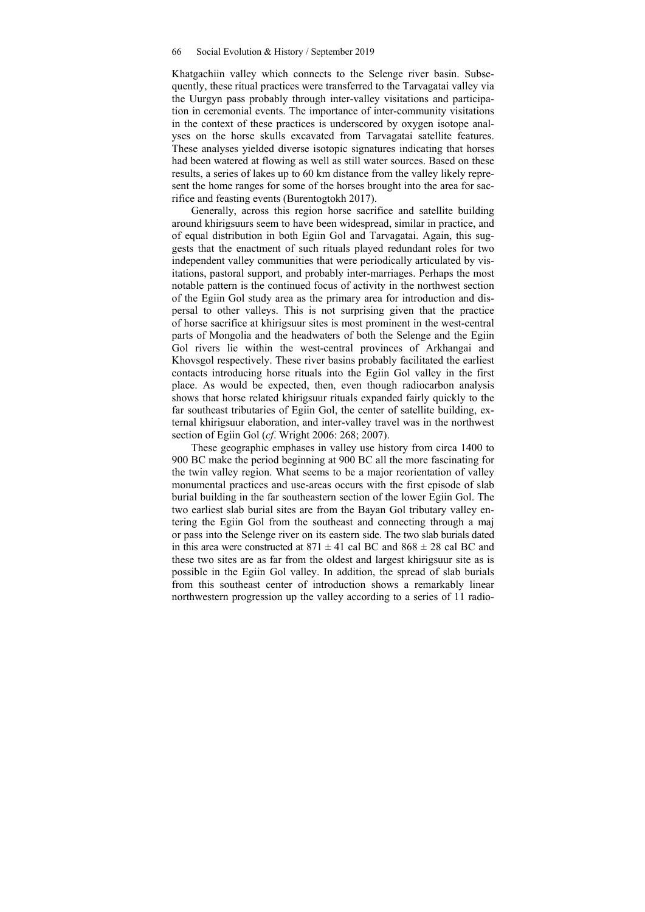Khatgachiin valley which connects to the Selenge river basin. Subsequently, these ritual practices were transferred to the Tarvagatai valley via the Uurgyn pass probably through inter-valley visitations and participation in ceremonial events. The importance of inter-community visitations in the context of these practices is underscored by oxygen isotope analyses on the horse skulls excavated from Tarvagatai satellite features. These analyses yielded diverse isotopic signatures indicating that horses had been watered at flowing as well as still water sources. Based on these results, a series of lakes up to 60 km distance from the valley likely represent the home ranges for some of the horses brought into the area for sacrifice and feasting events (Burentogtokh 2017).

Generally, across this region horse sacrifice and satellite building around khirigsuurs seem to have been widespread, similar in practice, and of equal distribution in both Egiin Gol and Tarvagatai. Again, this suggests that the enactment of such rituals played redundant roles for two independent valley communities that were periodically articulated by visitations, pastoral support, and probably inter-marriages. Perhaps the most notable pattern is the continued focus of activity in the northwest section of the Egiin Gol study area as the primary area for introduction and dispersal to other valleys. This is not surprising given that the practice of horse sacrifice at khirigsuur sites is most prominent in the west-central parts of Mongolia and the headwaters of both the Selenge and the Egiin Gol rivers lie within the west-central provinces of Arkhangai and Khovsgol respectively. These river basins probably facilitated the earliest contacts introducing horse rituals into the Egiin Gol valley in the first place. As would be expected, then, even though radiocarbon analysis shows that horse related khirigsuur rituals expanded fairly quickly to the far southeast tributaries of Egiin Gol, the center of satellite building, external khirigsuur elaboration, and inter-valley travel was in the northwest section of Egiin Gol (*cf*. Wright 2006: 268; 2007).

These geographic emphases in valley use history from circa 1400 to 900 BC make the period beginning at 900 BC all the more fascinating for the twin valley region. What seems to be a major reorientation of valley monumental practices and use-areas occurs with the first episode of slab burial building in the far southeastern section of the lower Egiin Gol. The two earliest slab burial sites are from the Bayan Gol tributary valley entering the Egiin Gol from the southeast and connecting through a major pass into the Selenge river on its eastern side. The two slab burials dated in this area were constructed at 871 ± 41 cal BC and 868 ± 28 cal BC and these two sites are as far from the oldest and largest khirigsuur site as is possible in the Egiin Gol valley. In addition, the spread of slab burials from this southeast center of introduction shows a remarkably linear northwestern progression up the valley according to a series of 11 radio-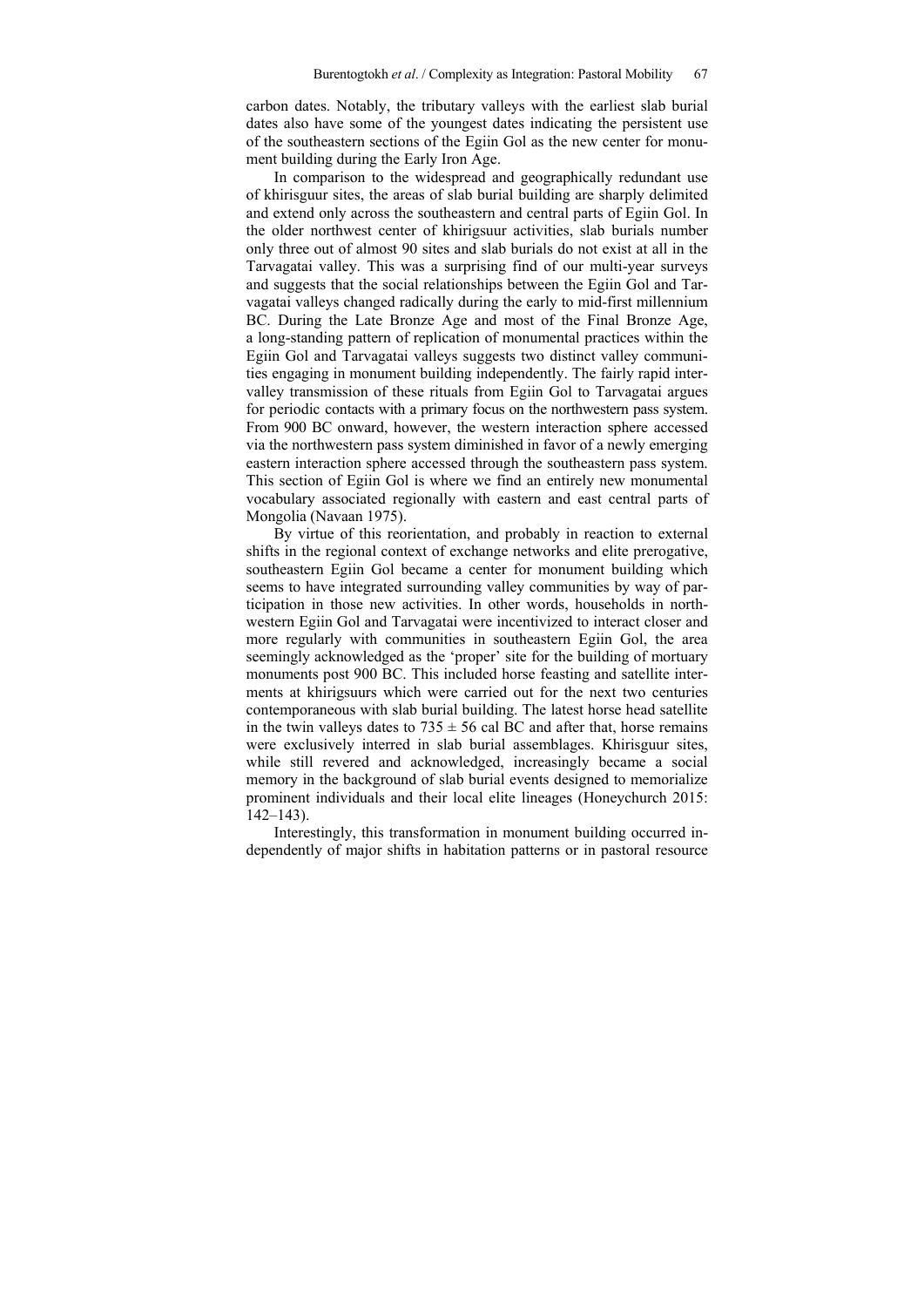carbon dates. Notably, the tributary valleys with the earliest slab burial dates also have some of the youngest dates indicating the persistent use of the southeastern sections of the Egiin Gol as the new center for monument building during the Early Iron Age.

In comparison to the widespread and geographically redundant use of khirisguur sites, the areas of slab burial building are sharply delimited and extend only across the southeastern and central parts of Egiin Gol. In the older northwest center of khirigsuur activities, slab burials number only three out of almost 90 sites and slab burials do not exist at all in the Tarvagatai valley. This was a surprising find of our multi-year surveys and suggests that the social relationships between the Egiin Gol and Tarvagatai valleys changed radically during the early to mid-first millennium BC. During the Late Bronze Age and most of the Final Bronze Age, a long-standing pattern of replication of monumental practices within the Egiin Gol and Tarvagatai valleys suggests two distinct valley communities engaging in monument building independently. The fairly rapid inter-valley transmission of these rituals from Egiin Gol to Tarvagatai argues for periodic contacts with a primary focus on the northwestern pass system. From 900 BC onward, however, the western interaction sphere accessed via the northwestern pass system diminished in favor of a newly emerging eastern interaction sphere accessed through the southeastern pass system. This section of Egiin Gol is where we find an entirely new monumental vocabulary associated regionally with eastern and east central parts of Mongolia (Navaan 1975).

By virtue of this reorientation, and probably in reaction to external shifts in the regional context of exchange networks and elite prerogative, southeastern Egiin Gol became a center for monument building which seems to have integrated surrounding valley communities by way of participation in those new activities. In other words, households in northwestern Egiin Gol and Tarvagatai were incentivized to interact closer and more regularly with communities in southeastern Egiin Gol, the area seemingly acknowledged as the 'proper' site for the building of mortuary monuments post 900 BC. This included horse feasting and satellite interments at khirigsuurs which were carried out for the next two centuries contemporaneous with slab burial building. The latest horse head satellite in the twin valleys dates to 735 ± 56 cal BC and after that, horse remains were exclusively interred in slab burial assemblages. Khirisguur sites, while still revered and acknowledged, increasingly became a social memory in the background of slab burial events designed to memorialize prominent individuals and their local elite lineages (Honeychurch 2015: 142–143).

Interestingly, this transformation in monument building occurred independently of major shifts in habitation patterns or in pastoral resource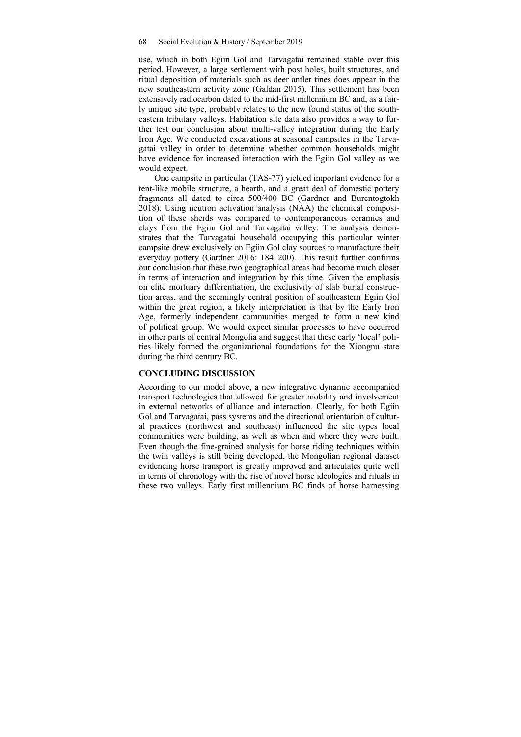use, which in both Egiin Gol and Tarvagatai remained stable over this period. However, a large settlement with post holes, built structures, and ritual deposition of materials such as deer antler tines does appear in the new southeastern activity zone (Galdan 2015). This settlement has been extensively radiocarbon dated to the mid-first millennium BC and, as a fairly unique site type, probably relates to the new found status of the southeastern tributary valleys. Habitation site data also provides a way to further test our conclusion about multi-valley integration during the Early Iron Age. We conducted excavations at seasonal campsites in the Tarvagatai valley in order to determine whether common households might have evidence for increased interaction with the Egiin Gol valley as we would expect.

One campsite in particular (TAS-77) yielded important evidence for a tent-like mobile structure, a hearth, and a great deal of domestic pottery fragments all dated to circa 500/400 BC (Gardner and Burentogtokh 2018). Using neutron activation analysis (NAA) the chemical composition of these sherds was compared to contemporaneous ceramics and clays from the Egiin Gol and Tarvagatai valley. The analysis demonstrates that the Tarvagatai household occupying this particular winter campsite drew exclusively on Egiin Gol clay sources to manufacture their everyday pottery (Gardner 2016: 184–200). This result further confirms our conclusion that these two geographical areas had become much closer in terms of interaction and integration by this time. Given the emphasis on elite mortuary differentiation, the exclusivity of slab burial construction areas, and the seemingly central position of southeastern Egiin Gol within the great region, a likely interpretation is that by the Early Iron Age, formerly independent communities merged to form a new kind of political group. We would expect similar processes to have occurred in other parts of central Mongolia and suggest that these early 'local' polities likely formed the organizational foundations for the Xiongnu state during the third century BC.

## CONCLUDING DISCUSSION

According to our model above, a new integrative dynamic accompanied transport technologies that allowed for greater mobility and involvement in external networks of alliance and interaction. Clearly, for both Egiin Gol and Tarvagatai, pass systems and the directional orientation of cultural practices (northwest and southeast) influenced the site types local communities were building, as well as when and where they were built. Even though the fine-grained analysis for horse riding techniques within the twin valleys is still being developed, the Mongolian regional dataset evidencing horse transport is greatly improved and articulates quite well in terms of chronology with the rise of novel horse ideologies and rituals in these two valleys. Early first millennium BC finds of horse harnessing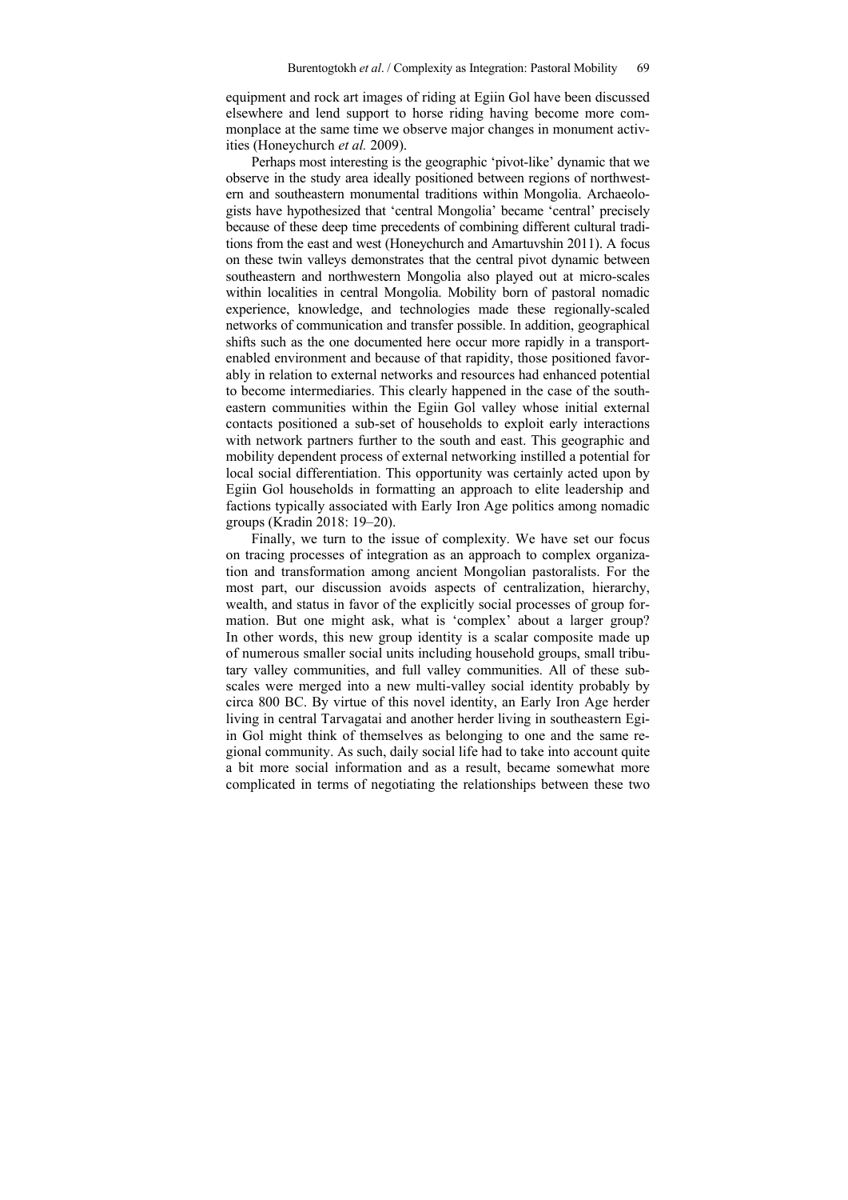equipment and rock art images of riding at Egiin Gol have been discussed elsewhere and lend support to horse riding having become more commonplace at the same time we observe major changes in monument activities (Honeychurch *et al.* 2009).

Perhaps most interesting is the geographic 'pivot-like' dynamic that we observe in the study area ideally positioned between regions of northwestern and southeastern monumental traditions within Mongolia. Archaeologists have hypothesized that 'central Mongolia' became 'central' precisely because of these deep time precedents of combining different cultural traditions from the east and west (Honeychurch and Amartuvshin 2011). A focus on these twin valleys demonstrates that the central pivot dynamic between southeastern and northwestern Mongolia also played out at micro-scales within localities in central Mongolia. Mobility born of pastoral nomadic experience, knowledge, and technologies made these regionally-scaled networks of communication and transfer possible. In addition, geographical shifts such as the one documented here occur more rapidly in a transport-enabled environment and because of that rapidity, those positioned favorably in relation to external networks and resources had enhanced potential to become intermediaries. This clearly happened in the case of the southeastern communities within the Egiin Gol valley whose initial external contacts positioned a sub-set of households to exploit early interactions with network partners further to the south and east. This geographic and mobility dependent process of external networking instilled a potential for local social differentiation. This opportunity was certainly acted upon by Egiin Gol households in formatting an approach to elite leadership and factions typically associated with Early Iron Age politics among nomadic groups (Kradin 2018: 19–20).

Finally, we turn to the issue of complexity. We have set our focus on tracing processes of integration as an approach to complex organization and transformation among ancient Mongolian pastoralists. For the most part, our discussion avoids aspects of centralization, hierarchy, wealth, and status in favor of the explicitly social processes of group formation. But one might ask, what is 'complex' about a larger group? In other words, this new group identity is a scalar composite made up of numerous smaller social units including household groups, small tributary valley communities, and full valley communities. All of these sub-scales were merged into a new multi-valley social identity probably by circa 800 BC. By virtue of this novel identity, an Early Iron Age herder living in central Tarvagatai and another herder living in southeastern Egiin Gol might think of themselves as belonging to one and the same regional community. As such, daily social life had to take into account quite a bit more social information and as a result, became somewhat more complicated in terms of negotiating the relationships between these two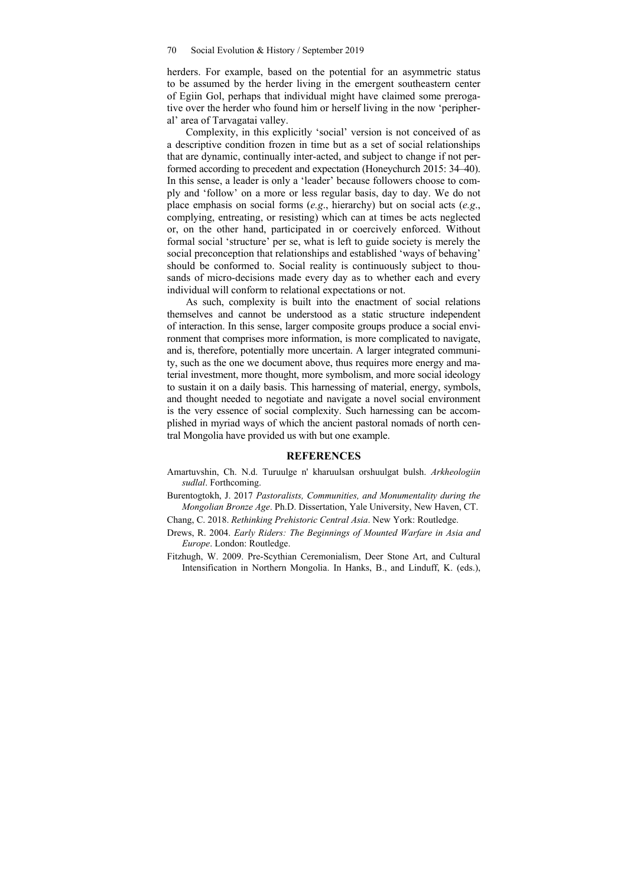herders. For example, based on the potential for an asymmetric status to be assumed by the herder living in the emergent southeastern center of Egiin Gol, perhaps that individual might have claimed some prerogative over the herder who found him or herself living in the now 'peripheral' area of Tarvagatai valley.

Complexity, in this explicitly 'social' version is not conceived of as a descriptive condition frozen in time but as a set of social relationships that are dynamic, continually inter-acted, and subject to change if not performed according to precedent and expectation (Honeychurch 2015: 34–40). In this sense, a leader is only a 'leader' because followers choose to comply and 'follow' on a more or less regular basis, day to day. We do not place emphasis on social forms (*e.g*., hierarchy) but on social acts (*e.g*., complying, entreating, or resisting) which can at times be acts neglected or, on the other hand, participated in or coercively enforced. Without formal social 'structure' per se, what is left to guide society is merely the social preconception that relationships and established 'ways of behaving' should be conformed to. Social reality is continuously subject to thousands of micro-decisions made every day as to whether each and every individual will conform to relational expectations or not.

As such, complexity is built into the enactment of social relations themselves and cannot be understood as a static structure independent of interaction. In this sense, larger composite groups produce a social environment that comprises more information, is more complicated to navigate, and is, therefore, potentially more uncertain. A larger integrated community, such as the one we document above, thus requires more energy and material investment, more thought, more symbolism, and more social ideology to sustain it on a daily basis. This harnessing of material, energy, symbols, and thought needed to negotiate and navigate a novel social environment is the very essence of social complexity. Such harnessing can be accomplished in myriad ways of which the ancient pastoral nomads of north central Mongolia have provided us with but one example.

## REFERENCES

Amartuvshin, Ch. N.d. Turuulge n' kharuulsan orshuulgat bulsh. *Arkheologiin sudlal*. Forthcoming.

Burentogtokh, J. 2017 *Pastoralists, Communities, and Monumentality during the Mongolian Bronze Age*. Ph.D. Dissertation, Yale University, New Haven, CT.

Chang, C. 2018. *Rethinking Prehistoric Central Asia*. New York: Routledge.

Drews, R. 2004. *Early Riders: The Beginnings of Mounted Warfare in Asia and Europe*. London: Routledge.

Fitzhugh, W. 2009. Pre-Scythian Ceremonialism, Deer Stone Art, and Cultural Intensification in Northern Mongolia. In Hanks, B., and Linduff, K. (eds.),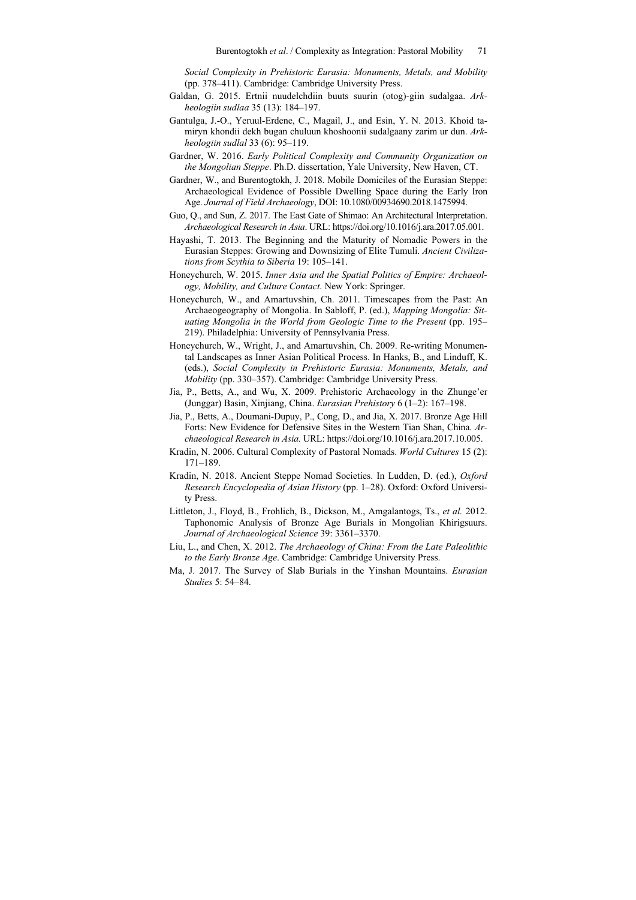*Social Complexity in Prehistoric Eurasia: Monuments, Metals, and Mobility* (pp. 378–411). Cambridge: Cambridge University Press.

Galdan, G. 2015. Ertnii nuudelchdiin buuts suurin (otog)-giin sudalgaa. *Arkheologiin sudlaa* 35 (13): 184–197.

Gantulga, J.-O., Yeruul-Erdene, C., Magail, J., and Esin, Y. N. 2013. Khoid tamiryn khondii dekh bugan chuluun khoshoonii sudalgaany zarim ur dun. *Arkheologiin sudlal* 33 (6): 95–119.

Gardner, W. 2016. *Early Political Complexity and Community Organization on the Mongolian Steppe*. Ph.D. dissertation, Yale University, New Haven, CT.

Gardner, W., and Burentogtokh, J. 2018. Mobile Domiciles of the Eurasian Steppe: Archaeological Evidence of Possible Dwelling Space during the Early Iron Age. *Journal of Field Archaeology*, DOI: 10.1080/00934690.2018.1475994.

Guo, Q., and Sun, Z. 2017. The East Gate of Shimao: An Architectural Interpretation. *Archaeological Research in Asia*. URL: https://doi.org/10.1016/j.ara.2017.05.001.

Hayashi, T. 2013. The Beginning and the Maturity of Nomadic Powers in the Eurasian Steppes: Growing and Downsizing of Elite Tumuli. *Ancient Civilizations from Scythia to Siberia* 19: 105–141.

Honeychurch, W. 2015. *Inner Asia and the Spatial Politics of Empire: Archaeology, Mobility, and Culture Contact*. New York: Springer.

Honeychurch, W., and Amartuvshin, Ch. 2011. Timescapes from the Past: An Archaeogeography of Mongolia. In Sabloff, P. (ed.), *Mapping Mongolia: Situating Mongolia in the World from Geologic Time to the Present* (pp. 195–219). Philadelphia: University of Pennsylvania Press.

Honeychurch, W., Wright, J., and Amartuvshin, Ch. 2009. Re-writing Monumental Landscapes as Inner Asian Political Process. In Hanks, B., and Linduff, K. (eds.), *Social Complexity in Prehistoric Eurasia: Monuments, Metals, and Mobility* (pp. 330–357). Cambridge: Cambridge University Press.

Jia, P., Betts, A., and Wu, X. 2009. Prehistoric Archaeology in the Zhunge'er (Junggar) Basin, Xinjiang, China. *Eurasian Prehistory* 6 (1–2): 167–198.

Jia, P., Betts, A., Doumani-Dupuy, P., Cong, D., and Jia, X. 2017. Bronze Age Hill Forts: New Evidence for Defensive Sites in the Western Tian Shan, China. *Archaeological Research in Asia.* URL: https://doi.org/10.1016/j.ara.2017.10.005.

Kradin, N. 2006. Cultural Complexity of Pastoral Nomads. *World Cultures* 15 (2): 171–189.

Kradin, N. 2018. Ancient Steppe Nomad Societies. In Ludden, D. (ed.), *Oxford Research Encyclopedia of Asian History* (pp. 1–28). Oxford: Oxford University Press.

Littleton, J., Floyd, B., Frohlich, B., Dickson, M., Amgalantogs, Ts., *et al.* 2012. Taphonomic Analysis of Bronze Age Burials in Mongolian Khirigsuurs. *Journal of Archaeological Science* 39: 3361–3370.

Liu, L., and Chen, X. 2012. *The Archaeology of China: From the Late Paleolithic to the Early Bronze Age*. Cambridge: Cambridge University Press.

Ma, J. 2017. The Survey of Slab Burials in the Yinshan Mountains. *Eurasian Studies* 5: 54–84.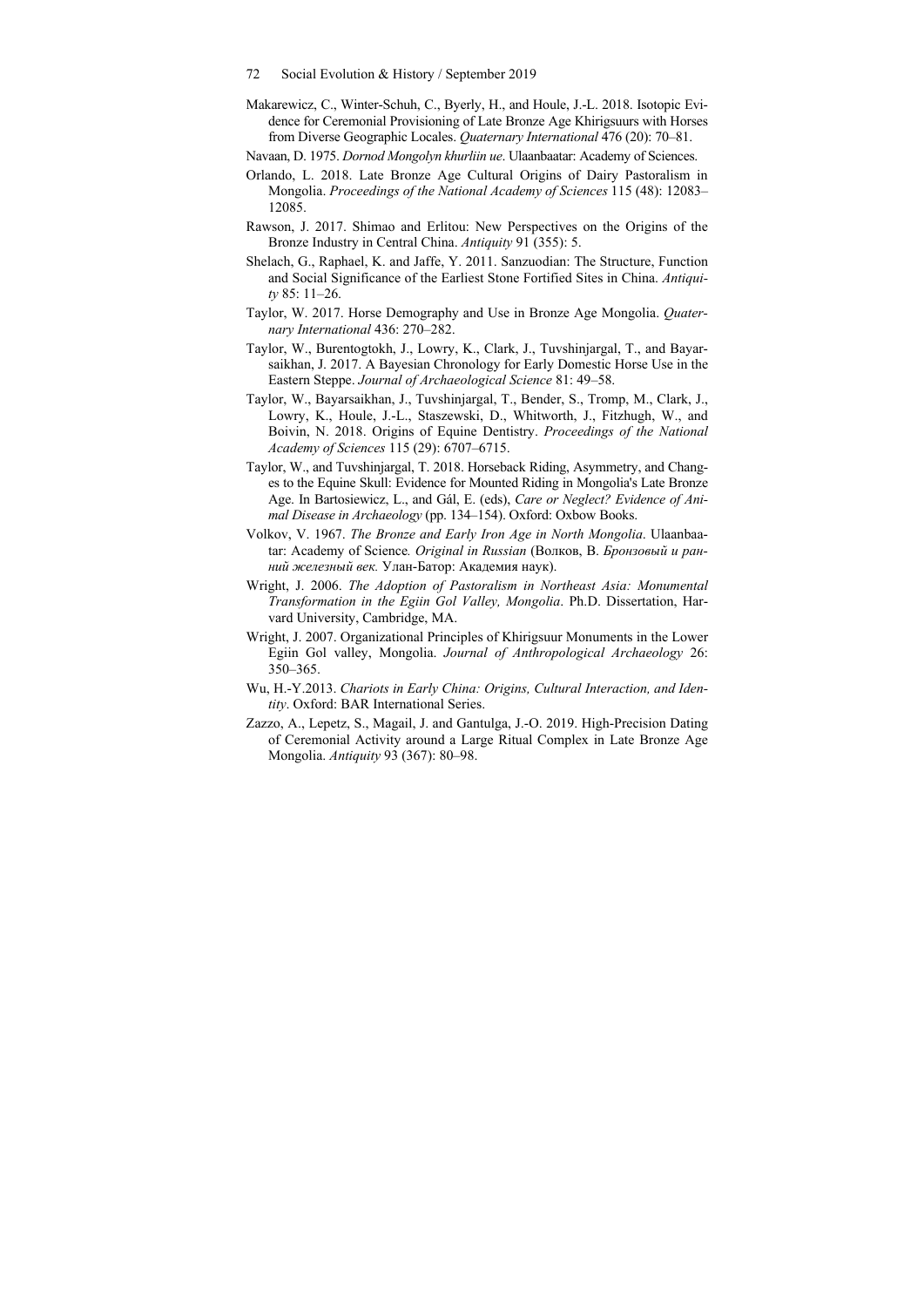Makarewicz, C., Winter-Schuh, C., Byerly, H., and Houle, J.-L. 2018. Isotopic Evidence for Ceremonial Provisioning of Late Bronze Age Khirigsuurs with Horses from Diverse Geographic Locales. *Quaternary International* 476 (20): 70–81.

Navaan, D. 1975. *Dornod Mongolyn khurliin ue*. Ulaanbaatar: Academy of Sciences.

Orlando, L. 2018. Late Bronze Age Cultural Origins of Dairy Pastoralism in Mongolia. *Proceedings of the National Academy of Sciences* 115 (48): 12083–12085.

Rawson, J. 2017. Shimao and Erlitou: New Perspectives on the Origins of the Bronze Industry in Central China. *Antiquity* 91 (355): 5.

Shelach, G., Raphael, K. and Jaffe, Y. 2011. Sanzuodian: The Structure, Function and Social Significance of the Earliest Stone Fortified Sites in China. *Antiquity* 85: 11–26.

Taylor, W. 2017. Horse Demography and Use in Bronze Age Mongolia. *Quaternary International* 436: 270–282.

Taylor, W., Burentogtokh, J., Lowry, K., Clark, J., Tuvshinjargal, T., and Bayarsaikhan, J. 2017. A Bayesian Chronology for Early Domestic Horse Use in the Eastern Steppe. *Journal of Archaeological Science* 81: 49–58.

Taylor, W., Bayarsaikhan, J., Tuvshinjargal, T., Bender, S., Tromp, M., Clark, J., Lowry, K., Houle, J.-L., Staszewski, D., Whitworth, J., Fitzhugh, W., and Boivin, N. 2018. Origins of Equine Dentistry. *Proceedings of the National Academy of Sciences* 115 (29): 6707–6715.

Taylor, W., and Tuvshinjargal, T. 2018. Horseback Riding, Asymmetry, and Changes to the Equine Skull: Evidence for Mounted Riding in Mongolia's Late Bronze Age. In Bartosiewicz, L., and Gál, E. (eds), *Care or Neglect? Evidence of Animal Disease in Archaeology* (pp. 134–154). Oxford: Oxbow Books.

Volkov, V. 1967. *The Bronze and Early Iron Age in North Mongolia*. Ulaanbaatar: Academy of Science*. Original in Russian* (Волков, В. *Бронзовый и ранний железный век.* Улан-Батор: Академия наук).

Wright, J. 2006. *The Adoption of Pastoralism in Northeast Asia: Monumental Transformation in the Egiin Gol Valley, Mongolia*. Ph.D. Dissertation, Harvard University, Cambridge, MA.

Wright, J. 2007. Organizational Principles of Khirigsuur Monuments in the Lower Egiin Gol valley, Mongolia. *Journal of Anthropological Archaeology* 26: 350–365.

Wu, H.-Y.2013. *Chariots in Early China: Origins, Cultural Interaction, and Identity*. Oxford: BAR International Series.

Zazzo, A., Lepetz, S., Magail, J. and Gantulga, J.-O. 2019. High-Precision Dating of Ceremonial Activity around a Large Ritual Complex in Late Bronze Age Mongolia. *Antiquity* 93 (367): 80–98.